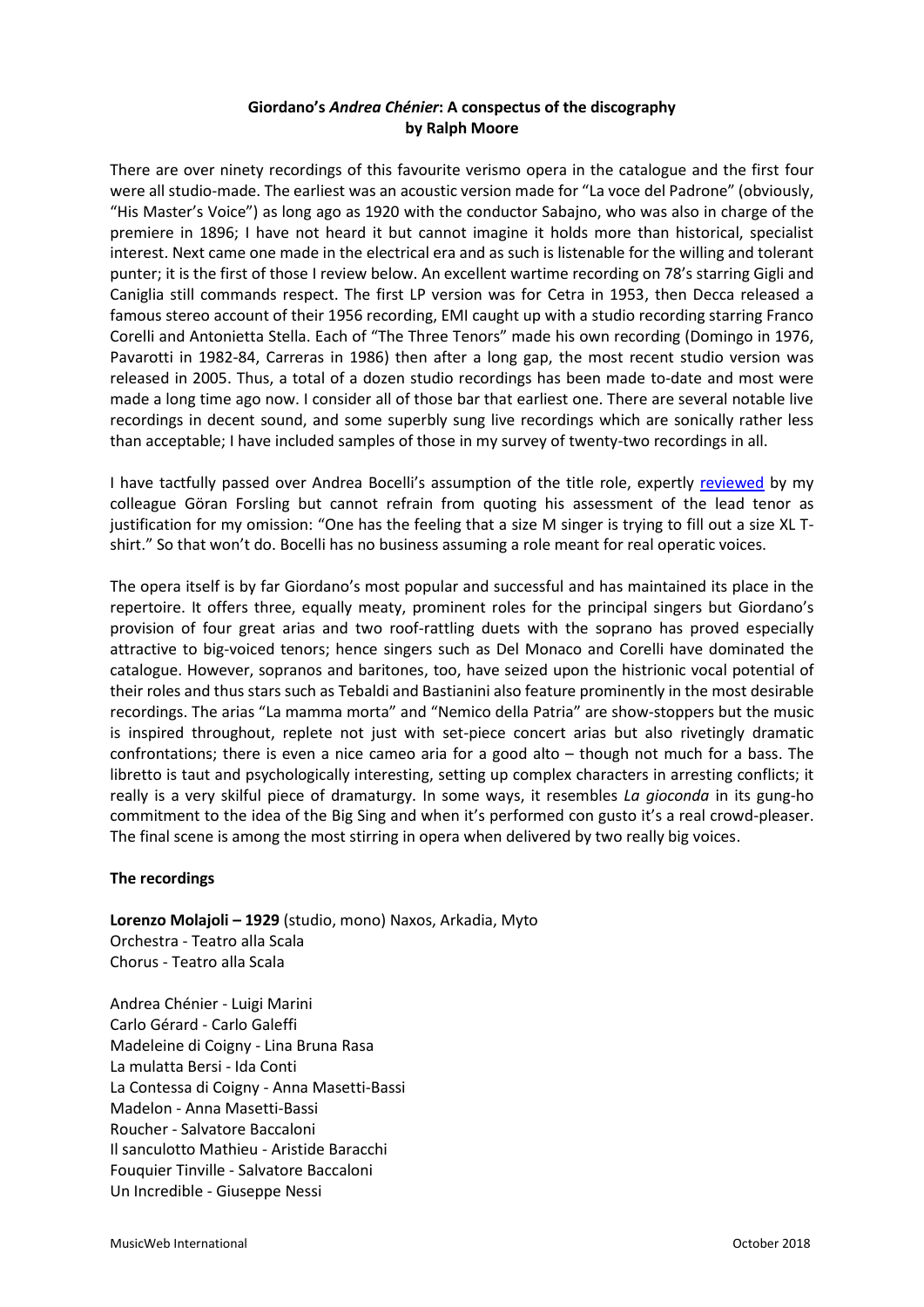# Giordano's *Andrea Chénier*: A conspectus of the discography
**by Ralph Moore**

There are over ninety recordings of this favourite verismo opera in the catalogue and the first four were all studio-made. The earliest was an acoustic version made for "La voce del Padrone" (obviously, "His Master's Voice") as long ago as 1920 with the conductor Sabajno, who was also in charge of the premiere in 1896; I have not heard it but cannot imagine it holds more than historical, specialist interest. Next came one made in the electrical era and as such is listenable for the willing and tolerant punter; it is the first of those I review below. An excellent wartime recording on 78's starring Gigli and Caniglia still commands respect. The first LP version was for Cetra in 1953, then Decca released a famous stereo account of their 1956 recording, EMI caught up with a studio recording starring Franco Corelli and Antonietta Stella. Each of "The Three Tenors" made his own recording (Domingo in 1976, Pavarotti in 1982-84, Carreras in 1986) then after a long gap, the most recent studio version was released in 2005. Thus, a total of a dozen studio recordings has been made to-date and most were made a long time ago now. I consider all of those bar that earliest one. There are several notable live recordings in decent sound, and some superbly sung live recordings which are sonically rather less than acceptable; I have included samples of those in my survey of twenty-two recordings in all.

I have tactfully passed over Andrea Bocelli's assumption of the title role, expertly reviewed by my colleague Göran Forsling but cannot refrain from quoting his assessment of the lead tenor as justification for my omission: "One has the feeling that a size M singer is trying to fill out a size XL T-shirt." So that won't do. Bocelli has no business assuming a role meant for real operatic voices.

The opera itself is by far Giordano's most popular and successful and has maintained its place in the repertoire. It offers three, equally meaty, prominent roles for the principal singers but Giordano's provision of four great arias and two roof-rattling duets with the soprano has proved especially attractive to big-voiced tenors; hence singers such as Del Monaco and Corelli have dominated the catalogue. However, sopranos and baritones, too, have seized upon the histrionic vocal potential of their roles and thus stars such as Tebaldi and Bastianini also feature prominently in the most desirable recordings. The arias "La mamma morta" and "Nemico della Patria" are show-stoppers but the music is inspired throughout, replete not just with set-piece concert arias but also rivetingly dramatic confrontations; there is even a nice cameo aria for a good alto – though not much for a bass. The libretto is taut and psychologically interesting, setting up complex characters in arresting conflicts; it really is a very skilful piece of dramaturgy. In some ways, it resembles *La gioconda* in its gung-ho commitment to the idea of the Big Sing and when it's performed con gusto it's a real crowd-pleaser. The final scene is among the most stirring in opera when delivered by two really big voices.

## The recordings

**Lorenzo Molajoli – 1929** (studio, mono) Naxos, Arkadia, Myto
Orchestra - Teatro alla Scala
Chorus - Teatro alla Scala

Andrea Chénier - Luigi Marini
Carlo Gérard - Carlo Galeffi
Madeleine di Coigny - Lina Bruna Rasa
La mulatta Bersi - Ida Conti
La Contessa di Coigny - Anna Masetti-Bassi
Madelon - Anna Masetti-Bassi
Roucher - Salvatore Baccaloni
Il sanculotto Mathieu - Aristide Baracchi
Fouquier Tinville - Salvatore Baccaloni
Un Incredible - Giuseppe Nessi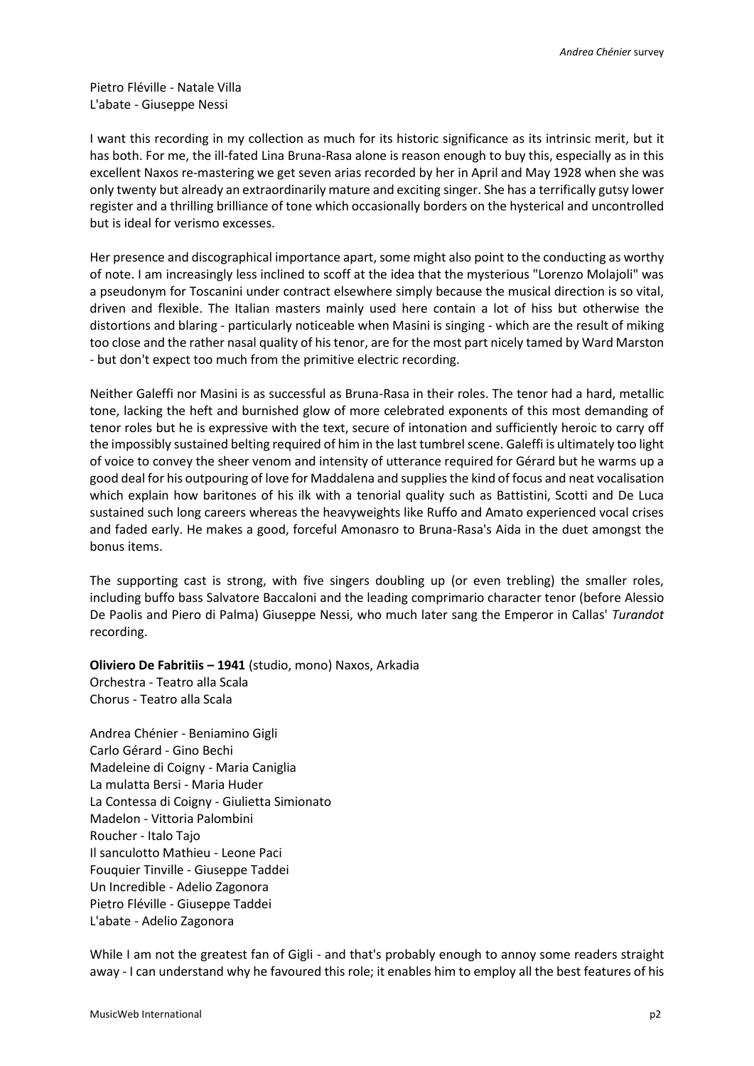Pietro Fléville - Natale Villa
L'abate - Giuseppe Nessi

I want this recording in my collection as much for its historic significance as its intrinsic merit, but it has both. For me, the ill-fated Lina Bruna-Rasa alone is reason enough to buy this, especially as in this excellent Naxos re-mastering we get seven arias recorded by her in April and May 1928 when she was only twenty but already an extraordinarily mature and exciting singer. She has a terrifically gutsy lower register and a thrilling brilliance of tone which occasionally borders on the hysterical and uncontrolled but is ideal for verismo excesses.

Her presence and discographical importance apart, some might also point to the conducting as worthy of note. I am increasingly less inclined to scoff at the idea that the mysterious "Lorenzo Molajoli" was a pseudonym for Toscanini under contract elsewhere simply because the musical direction is so vital, driven and flexible. The Italian masters mainly used here contain a lot of hiss but otherwise the distortions and blaring - particularly noticeable when Masini is singing - which are the result of miking too close and the rather nasal quality of his tenor, are for the most part nicely tamed by Ward Marston - but don't expect too much from the primitive electric recording.

Neither Galeffi nor Masini is as successful as Bruna-Rasa in their roles. The tenor had a hard, metallic tone, lacking the heft and burnished glow of more celebrated exponents of this most demanding of tenor roles but he is expressive with the text, secure of intonation and sufficiently heroic to carry off the impossibly sustained belting required of him in the last tumbrel scene. Galeffi is ultimately too light of voice to convey the sheer venom and intensity of utterance required for Gérard but he warms up a good deal for his outpouring of love for Maddalena and supplies the kind of focus and neat vocalisation which explain how baritones of his ilk with a tenorial quality such as Battistini, Scotti and De Luca sustained such long careers whereas the heavyweights like Ruffo and Amato experienced vocal crises and faded early. He makes a good, forceful Amonasro to Bruna-Rasa's Aida in the duet amongst the bonus items.

The supporting cast is strong, with five singers doubling up (or even trebling) the smaller roles, including buffo bass Salvatore Baccaloni and the leading comprimario character tenor (before Alessio De Paolis and Piero di Palma) Giuseppe Nessi, who much later sang the Emperor in Callas' *Turandot* recording.

**Oliviero De Fabritiis – 1941** (studio, mono) Naxos, Arkadia
Orchestra - Teatro alla Scala
Chorus - Teatro alla Scala

Andrea Chénier - Beniamino Gigli
Carlo Gérard - Gino Bechi
Madeleine di Coigny - Maria Caniglia
La mulatta Bersi - Maria Huder
La Contessa di Coigny - Giulietta Simionato
Madelon - Vittoria Palombini
Roucher - Italo Tajo
Il sanculotto Mathieu - Leone Paci
Fouquier Tinville - Giuseppe Taddei
Un Incredible - Adelio Zagonora
Pietro Fléville - Giuseppe Taddei
L'abate - Adelio Zagonora

While I am not the greatest fan of Gigli - and that's probably enough to annoy some readers straight away - I can understand why he favoured this role; it enables him to employ all the best features of his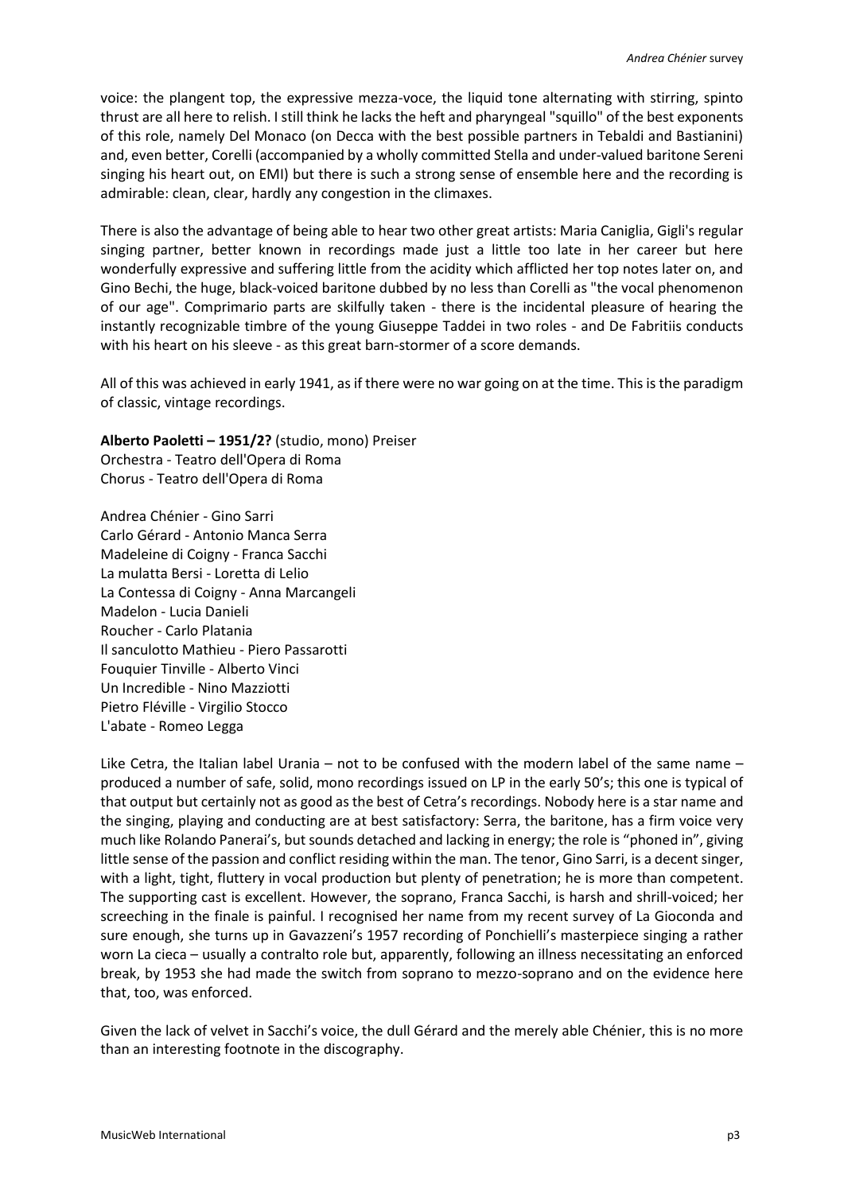voice: the plangent top, the expressive mezza-voce, the liquid tone alternating with stirring, spinto thrust are all here to relish. I still think he lacks the heft and pharyngeal "squillo" of the best exponents of this role, namely Del Monaco (on Decca with the best possible partners in Tebaldi and Bastianini) and, even better, Corelli (accompanied by a wholly committed Stella and under-valued baritone Sereni singing his heart out, on EMI) but there is such a strong sense of ensemble here and the recording is admirable: clean, clear, hardly any congestion in the climaxes.

There is also the advantage of being able to hear two other great artists: Maria Caniglia, Gigli's regular singing partner, better known in recordings made just a little too late in her career but here wonderfully expressive and suffering little from the acidity which afflicted her top notes later on, and Gino Bechi, the huge, black-voiced baritone dubbed by no less than Corelli as "the vocal phenomenon of our age". Comprimario parts are skilfully taken - there is the incidental pleasure of hearing the instantly recognizable timbre of the young Giuseppe Taddei in two roles - and De Fabritiis conducts with his heart on his sleeve - as this great barn-stormer of a score demands.

All of this was achieved in early 1941, as if there were no war going on at the time. This is the paradigm of classic, vintage recordings.

**Alberto Paoletti – 1951/2?** (studio, mono) Preiser
Orchestra - Teatro dell'Opera di Roma
Chorus - Teatro dell'Opera di Roma

Andrea Chénier - Gino Sarri
Carlo Gérard - Antonio Manca Serra
Madeleine di Coigny - Franca Sacchi
La mulatta Bersi - Loretta di Lelio
La Contessa di Coigny - Anna Marcangeli
Madelon - Lucia Danieli
Roucher - Carlo Platania
Il sanculotto Mathieu - Piero Passarotti
Fouquier Tinville - Alberto Vinci
Un Incredible - Nino Mazziotti
Pietro Fléville - Virgilio Stocco
L'abate - Romeo Legga

Like Cetra, the Italian label Urania – not to be confused with the modern label of the same name – produced a number of safe, solid, mono recordings issued on LP in the early 50's; this one is typical of that output but certainly not as good as the best of Cetra's recordings. Nobody here is a star name and the singing, playing and conducting are at best satisfactory: Serra, the baritone, has a firm voice very much like Rolando Panerai's, but sounds detached and lacking in energy; the role is "phoned in", giving little sense of the passion and conflict residing within the man. The tenor, Gino Sarri, is a decent singer, with a light, tight, fluttery in vocal production but plenty of penetration; he is more than competent. The supporting cast is excellent. However, the soprano, Franca Sacchi, is harsh and shrill-voiced; her screeching in the finale is painful. I recognised her name from my recent survey of La Gioconda and sure enough, she turns up in Gavazzeni's 1957 recording of Ponchielli's masterpiece singing a rather worn La cieca – usually a contralto role but, apparently, following an illness necessitating an enforced break, by 1953 she had made the switch from soprano to mezzo-soprano and on the evidence here that, too, was enforced.

Given the lack of velvet in Sacchi's voice, the dull Gérard and the merely able Chénier, this is no more than an interesting footnote in the discography.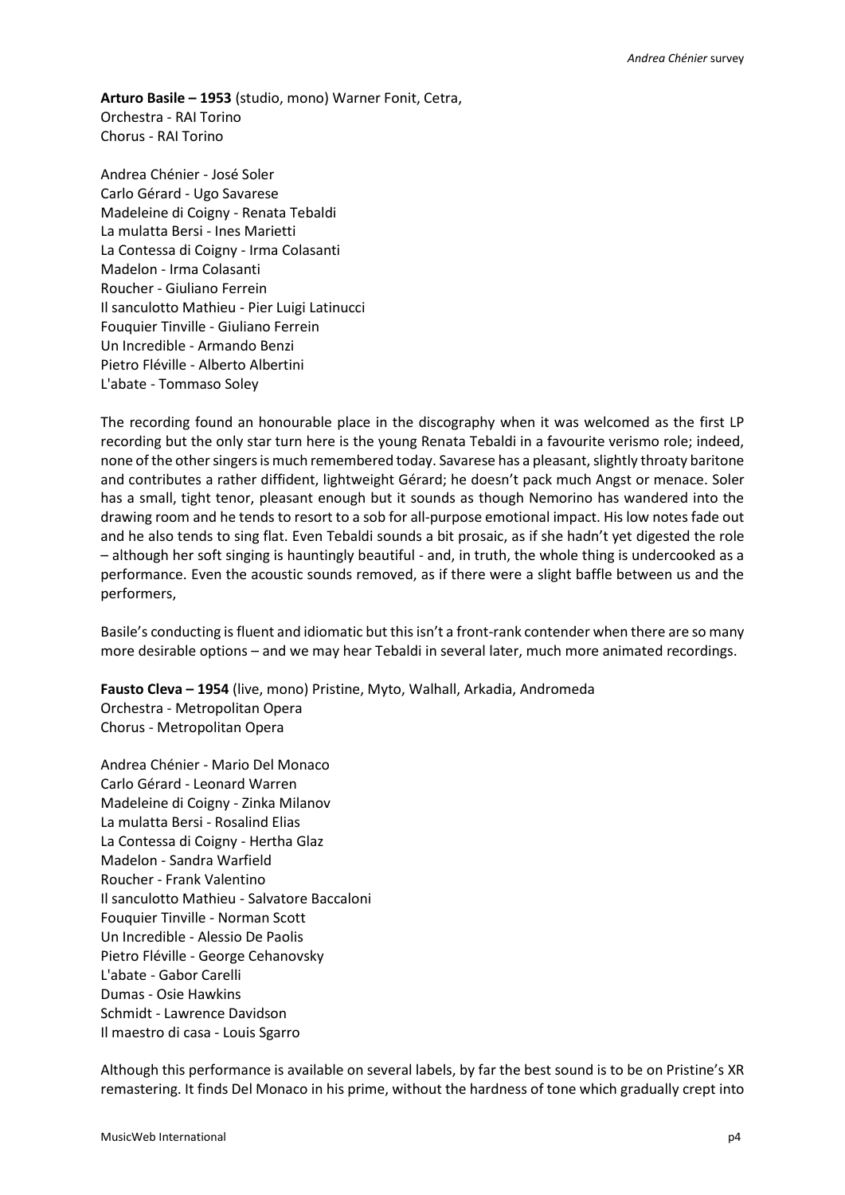**Arturo Basile – 1953** (studio, mono) Warner Fonit, Cetra,
Orchestra - RAI Torino
Chorus - RAI Torino

Andrea Chénier - José Soler
Carlo Gérard - Ugo Savarese
Madeleine di Coigny - Renata Tebaldi
La mulatta Bersi - Ines Marietti
La Contessa di Coigny - Irma Colasanti
Madelon - Irma Colasanti
Roucher - Giuliano Ferrein
Il sanculotto Mathieu - Pier Luigi Latinucci
Fouquier Tinville - Giuliano Ferrein
Un Incredible - Armando Benzi
Pietro Fléville - Alberto Albertini
L'abate - Tommaso Soley

The recording found an honourable place in the discography when it was welcomed as the first LP recording but the only star turn here is the young Renata Tebaldi in a favourite verismo role; indeed, none of the other singers is much remembered today. Savarese has a pleasant, slightly throaty baritone and contributes a rather diffident, lightweight Gérard; he doesn't pack much Angst or menace. Soler has a small, tight tenor, pleasant enough but it sounds as though Nemorino has wandered into the drawing room and he tends to resort to a sob for all-purpose emotional impact. His low notes fade out and he also tends to sing flat. Even Tebaldi sounds a bit prosaic, as if she hadn't yet digested the role – although her soft singing is hauntingly beautiful - and, in truth, the whole thing is undercooked as a performance. Even the acoustic sounds removed, as if there were a slight baffle between us and the performers,

Basile's conducting is fluent and idiomatic but this isn't a front-rank contender when there are so many more desirable options – and we may hear Tebaldi in several later, much more animated recordings.

**Fausto Cleva – 1954** (live, mono) Pristine, Myto, Walhall, Arkadia, Andromeda
Orchestra - Metropolitan Opera
Chorus - Metropolitan Opera

Andrea Chénier - Mario Del Monaco
Carlo Gérard - Leonard Warren
Madeleine di Coigny - Zinka Milanov
La mulatta Bersi - Rosalind Elias
La Contessa di Coigny - Hertha Glaz
Madelon - Sandra Warfield
Roucher - Frank Valentino
Il sanculotto Mathieu - Salvatore Baccaloni
Fouquier Tinville - Norman Scott
Un Incredible - Alessio De Paolis
Pietro Fléville - George Cehanovsky
L'abate - Gabor Carelli
Dumas - Osie Hawkins
Schmidt - Lawrence Davidson
Il maestro di casa - Louis Sgarro

Although this performance is available on several labels, by far the best sound is to be on Pristine's XR remastering. It finds Del Monaco in his prime, without the hardness of tone which gradually crept into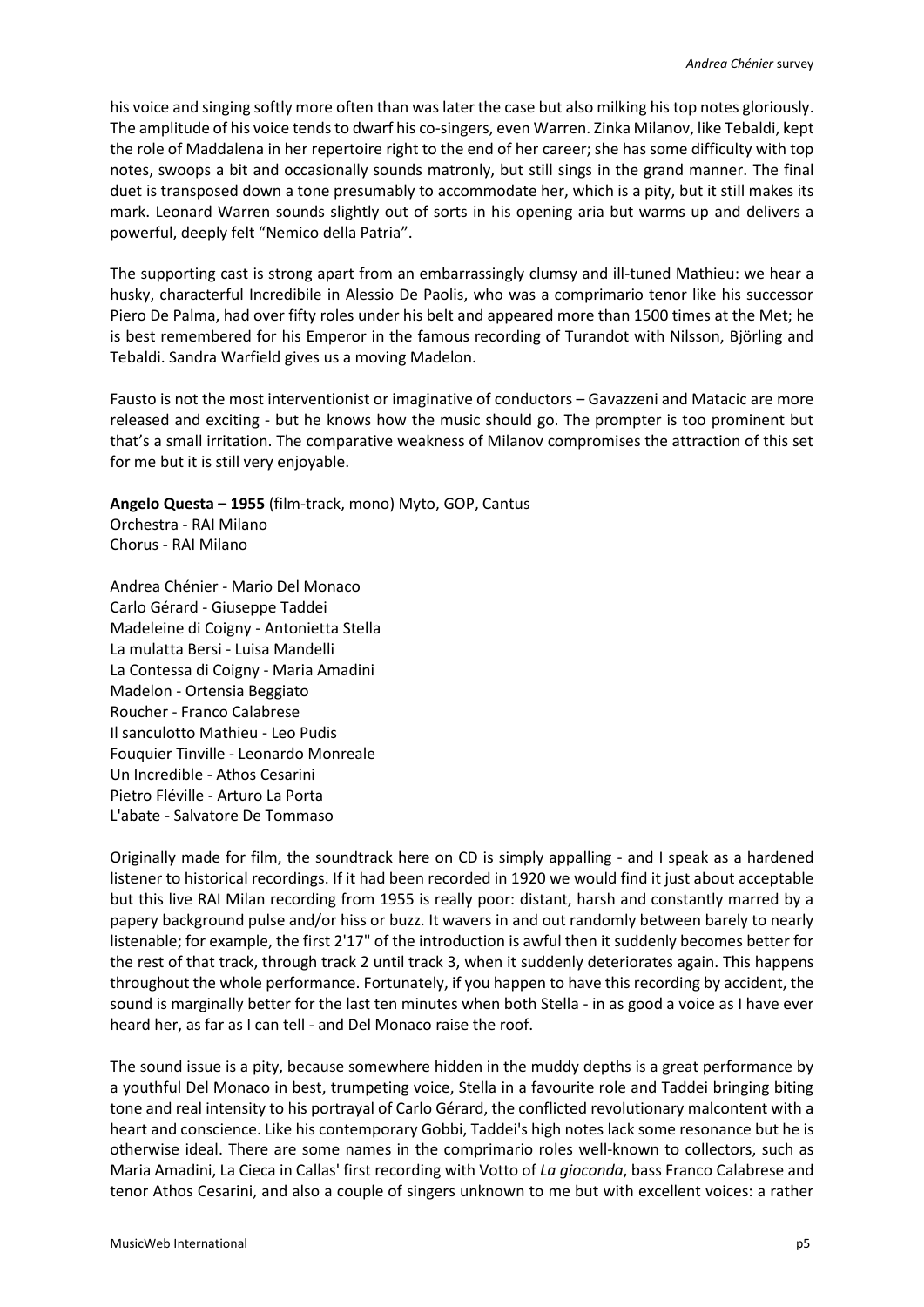his voice and singing softly more often than was later the case but also milking his top notes gloriously. The amplitude of his voice tends to dwarf his co-singers, even Warren. Zinka Milanov, like Tebaldi, kept the role of Maddalena in her repertoire right to the end of her career; she has some difficulty with top notes, swoops a bit and occasionally sounds matronly, but still sings in the grand manner. The final duet is transposed down a tone presumably to accommodate her, which is a pity, but it still makes its mark. Leonard Warren sounds slightly out of sorts in his opening aria but warms up and delivers a powerful, deeply felt "Nemico della Patria".

The supporting cast is strong apart from an embarrassingly clumsy and ill-tuned Mathieu: we hear a husky, characterful Incredibile in Alessio De Paolis, who was a comprimario tenor like his successor Piero De Palma, had over fifty roles under his belt and appeared more than 1500 times at the Met; he is best remembered for his Emperor in the famous recording of Turandot with Nilsson, Björling and Tebaldi. Sandra Warfield gives us a moving Madelon.

Fausto is not the most interventionist or imaginative of conductors – Gavazzeni and Matacic are more released and exciting - but he knows how the music should go. The prompter is too prominent but that's a small irritation. The comparative weakness of Milanov compromises the attraction of this set for me but it is still very enjoyable.

**Angelo Questa – 1955** (film-track, mono) Myto, GOP, Cantus
Orchestra - RAI Milano
Chorus - RAI Milano

Andrea Chénier - Mario Del Monaco
Carlo Gérard - Giuseppe Taddei
Madeleine di Coigny - Antonietta Stella
La mulatta Bersi - Luisa Mandelli
La Contessa di Coigny - Maria Amadini
Madelon - Ortensia Beggiato
Roucher - Franco Calabrese
Il sanculotto Mathieu - Leo Pudis
Fouquier Tinville - Leonardo Monreale
Un Incredible - Athos Cesarini
Pietro Fléville - Arturo La Porta
L'abate - Salvatore De Tommaso

Originally made for film, the soundtrack here on CD is simply appalling - and I speak as a hardened listener to historical recordings. If it had been recorded in 1920 we would find it just about acceptable but this live RAI Milan recording from 1955 is really poor: distant, harsh and constantly marred by a papery background pulse and/or hiss or buzz. It wavers in and out randomly between barely to nearly listenable; for example, the first 2'17" of the introduction is awful then it suddenly becomes better for the rest of that track, through track 2 until track 3, when it suddenly deteriorates again. This happens throughout the whole performance. Fortunately, if you happen to have this recording by accident, the sound is marginally better for the last ten minutes when both Stella - in as good a voice as I have ever heard her, as far as I can tell - and Del Monaco raise the roof.

The sound issue is a pity, because somewhere hidden in the muddy depths is a great performance by a youthful Del Monaco in best, trumpeting voice, Stella in a favourite role and Taddei bringing biting tone and real intensity to his portrayal of Carlo Gérard, the conflicted revolutionary malcontent with a heart and conscience. Like his contemporary Gobbi, Taddei's high notes lack some resonance but he is otherwise ideal. There are some names in the comprimario roles well-known to collectors, such as Maria Amadini, La Cieca in Callas' first recording with Votto of *La gioconda*, bass Franco Calabrese and tenor Athos Cesarini, and also a couple of singers unknown to me but with excellent voices: a rather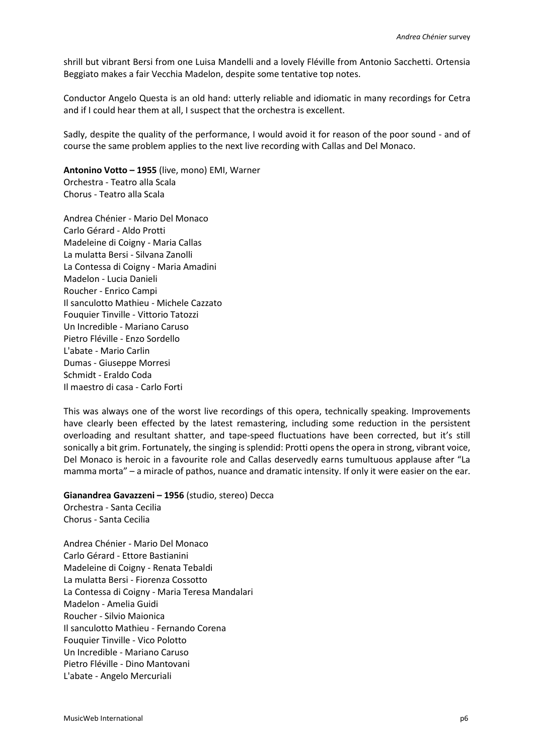shrill but vibrant Bersi from one Luisa Mandelli and a lovely Fléville from Antonio Sacchetti. Ortensia Beggiato makes a fair Vecchia Madelon, despite some tentative top notes.

Conductor Angelo Questa is an old hand: utterly reliable and idiomatic in many recordings for Cetra and if I could hear them at all, I suspect that the orchestra is excellent.

Sadly, despite the quality of the performance, I would avoid it for reason of the poor sound - and of course the same problem applies to the next live recording with Callas and Del Monaco.

**Antonino Votto – 1955** (live, mono) EMI, Warner
Orchestra - Teatro alla Scala
Chorus - Teatro alla Scala

Andrea Chénier - Mario Del Monaco
Carlo Gérard - Aldo Protti
Madeleine di Coigny - Maria Callas
La mulatta Bersi - Silvana Zanolli
La Contessa di Coigny - Maria Amadini
Madelon - Lucia Danieli
Roucher - Enrico Campi
Il sanculotto Mathieu - Michele Cazzato
Fouquier Tinville - Vittorio Tatozzi
Un Incredible - Mariano Caruso
Pietro Fléville - Enzo Sordello
L'abate - Mario Carlin
Dumas - Giuseppe Morresi
Schmidt - Eraldo Coda
Il maestro di casa - Carlo Forti

This was always one of the worst live recordings of this opera, technically speaking. Improvements have clearly been effected by the latest remastering, including some reduction in the persistent overloading and resultant shatter, and tape-speed fluctuations have been corrected, but it's still sonically a bit grim. Fortunately, the singing is splendid: Protti opens the opera in strong, vibrant voice, Del Monaco is heroic in a favourite role and Callas deservedly earns tumultuous applause after "La mamma morta" – a miracle of pathos, nuance and dramatic intensity. If only it were easier on the ear.

**Gianandrea Gavazzeni – 1956** (studio, stereo) Decca
Orchestra - Santa Cecilia
Chorus - Santa Cecilia

Andrea Chénier - Mario Del Monaco
Carlo Gérard - Ettore Bastianini
Madeleine di Coigny - Renata Tebaldi
La mulatta Bersi - Fiorenza Cossotto
La Contessa di Coigny - Maria Teresa Mandalari
Madelon - Amelia Guidi
Roucher - Silvio Maionica
Il sanculotto Mathieu - Fernando Corena
Fouquier Tinville - Vico Polotto
Un Incredible - Mariano Caruso
Pietro Fléville - Dino Mantovani
L'abate - Angelo Mercuriali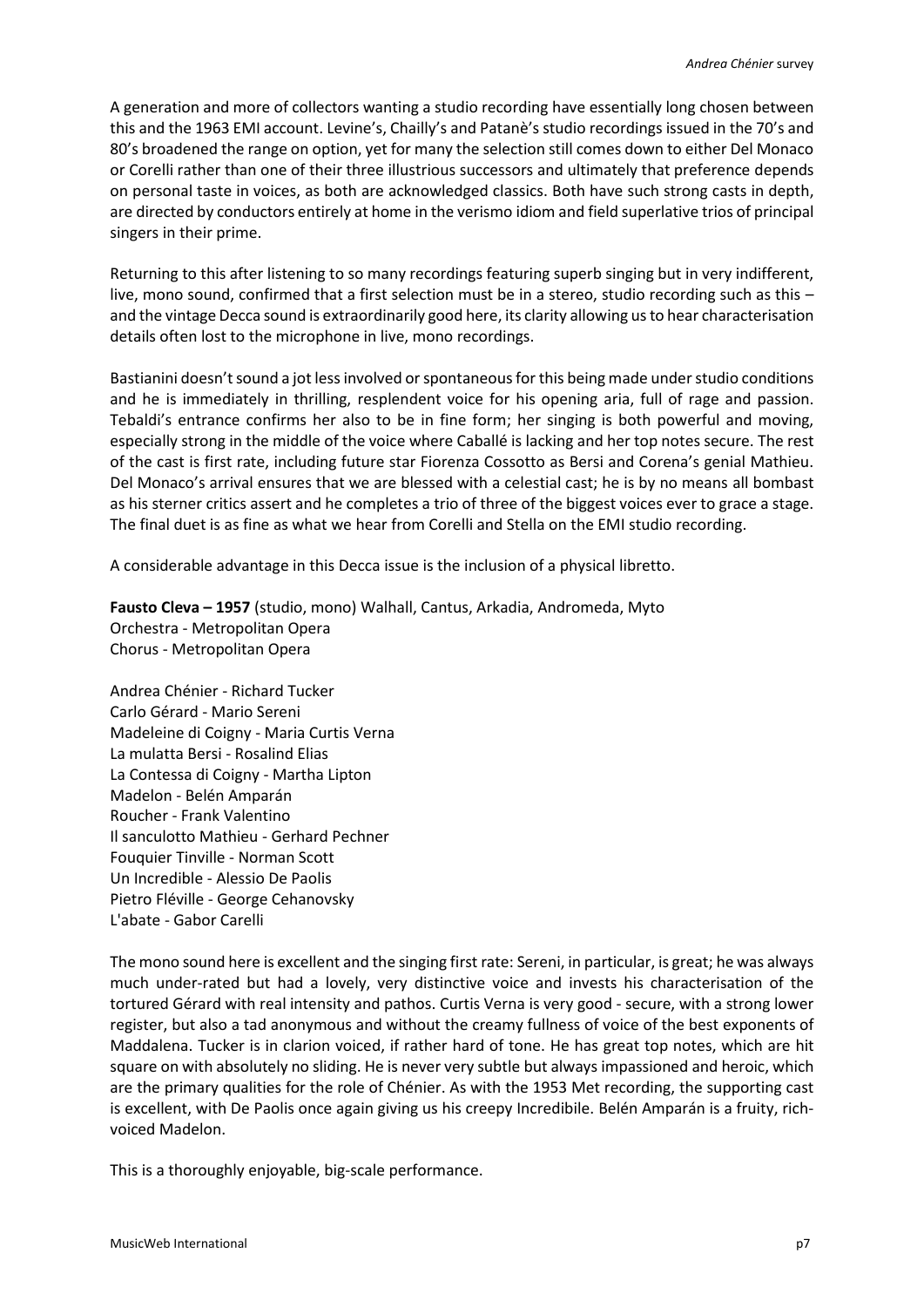A generation and more of collectors wanting a studio recording have essentially long chosen between this and the 1963 EMI account. Levine's, Chailly's and Patanè's studio recordings issued in the 70's and 80's broadened the range on option, yet for many the selection still comes down to either Del Monaco or Corelli rather than one of their three illustrious successors and ultimately that preference depends on personal taste in voices, as both are acknowledged classics. Both have such strong casts in depth, are directed by conductors entirely at home in the verismo idiom and field superlative trios of principal singers in their prime.

Returning to this after listening to so many recordings featuring superb singing but in very indifferent, live, mono sound, confirmed that a first selection must be in a stereo, studio recording such as this – and the vintage Decca sound is extraordinarily good here, its clarity allowing us to hear characterisation details often lost to the microphone in live, mono recordings.

Bastianini doesn't sound a jot less involved or spontaneous for this being made under studio conditions and he is immediately in thrilling, resplendent voice for his opening aria, full of rage and passion. Tebaldi's entrance confirms her also to be in fine form; her singing is both powerful and moving, especially strong in the middle of the voice where Caballé is lacking and her top notes secure. The rest of the cast is first rate, including future star Fiorenza Cossotto as Bersi and Corena's genial Mathieu. Del Monaco's arrival ensures that we are blessed with a celestial cast; he is by no means all bombast as his sterner critics assert and he completes a trio of three of the biggest voices ever to grace a stage. The final duet is as fine as what we hear from Corelli and Stella on the EMI studio recording.

A considerable advantage in this Decca issue is the inclusion of a physical libretto.

**Fausto Cleva – 1957** (studio, mono) Walhall, Cantus, Arkadia, Andromeda, Myto
Orchestra - Metropolitan Opera
Chorus - Metropolitan Opera

Andrea Chénier - Richard Tucker
Carlo Gérard - Mario Sereni
Madeleine di Coigny - Maria Curtis Verna
La mulatta Bersi - Rosalind Elias
La Contessa di Coigny - Martha Lipton
Madelon - Belén Amparán
Roucher - Frank Valentino
Il sanculotto Mathieu - Gerhard Pechner
Fouquier Tinville - Norman Scott
Un Incredible - Alessio De Paolis
Pietro Fléville - George Cehanovsky
L'abate - Gabor Carelli

The mono sound here is excellent and the singing first rate: Sereni, in particular, is great; he was always much under-rated but had a lovely, very distinctive voice and invests his characterisation of the tortured Gérard with real intensity and pathos. Curtis Verna is very good - secure, with a strong lower register, but also a tad anonymous and without the creamy fullness of voice of the best exponents of Maddalena. Tucker is in clarion voiced, if rather hard of tone. He has great top notes, which are hit square on with absolutely no sliding. He is never very subtle but always impassioned and heroic, which are the primary qualities for the role of Chénier. As with the 1953 Met recording, the supporting cast is excellent, with De Paolis once again giving us his creepy Incredibile. Belén Amparán is a fruity, rich-voiced Madelon.

This is a thoroughly enjoyable, big-scale performance.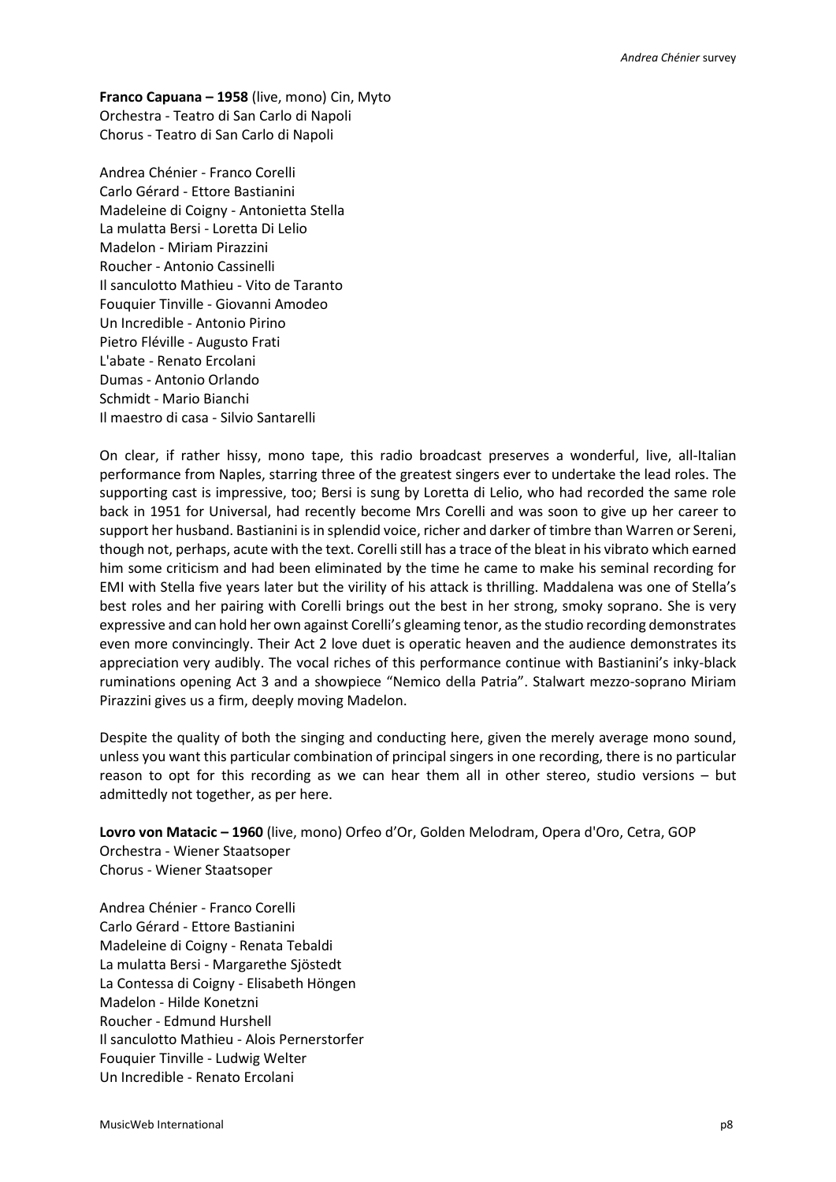**Franco Capuana – 1958** (live, mono) Cin, Myto
Orchestra - Teatro di San Carlo di Napoli
Chorus - Teatro di San Carlo di Napoli

Andrea Chénier - Franco Corelli
Carlo Gérard - Ettore Bastianini
Madeleine di Coigny - Antonietta Stella
La mulatta Bersi - Loretta Di Lelio
Madelon - Miriam Pirazzini
Roucher - Antonio Cassinelli
Il sanculotto Mathieu - Vito de Taranto
Fouquier Tinville - Giovanni Amodeo
Un Incredible - Antonio Pirino
Pietro Fléville - Augusto Frati
L'abate - Renato Ercolani
Dumas - Antonio Orlando
Schmidt - Mario Bianchi
Il maestro di casa - Silvio Santarelli

On clear, if rather hissy, mono tape, this radio broadcast preserves a wonderful, live, all-Italian performance from Naples, starring three of the greatest singers ever to undertake the lead roles. The supporting cast is impressive, too; Bersi is sung by Loretta di Lelio, who had recorded the same role back in 1951 for Universal, had recently become Mrs Corelli and was soon to give up her career to support her husband. Bastianini is in splendid voice, richer and darker of timbre than Warren or Sereni, though not, perhaps, acute with the text. Corelli still has a trace of the bleat in his vibrato which earned him some criticism and had been eliminated by the time he came to make his seminal recording for EMI with Stella five years later but the virility of his attack is thrilling. Maddalena was one of Stella's best roles and her pairing with Corelli brings out the best in her strong, smoky soprano. She is very expressive and can hold her own against Corelli's gleaming tenor, as the studio recording demonstrates even more convincingly. Their Act 2 love duet is operatic heaven and the audience demonstrates its appreciation very audibly. The vocal riches of this performance continue with Bastianini's inky-black ruminations opening Act 3 and a showpiece "Nemico della Patria". Stalwart mezzo-soprano Miriam Pirazzini gives us a firm, deeply moving Madelon.

Despite the quality of both the singing and conducting here, given the merely average mono sound, unless you want this particular combination of principal singers in one recording, there is no particular reason to opt for this recording as we can hear them all in other stereo, studio versions – but admittedly not together, as per here.

**Lovro von Matacic – 1960** (live, mono) Orfeo d'Or, Golden Melodram, Opera d'Oro, Cetra, GOP
Orchestra - Wiener Staatsoper
Chorus - Wiener Staatsoper

Andrea Chénier - Franco Corelli
Carlo Gérard - Ettore Bastianini
Madeleine di Coigny - Renata Tebaldi
La mulatta Bersi - Margarethe Sjöstedt
La Contessa di Coigny - Elisabeth Höngen
Madelon - Hilde Konetzni
Roucher - Edmund Hurshell
Il sanculotto Mathieu - Alois Pernerstorfer
Fouquier Tinville - Ludwig Welter
Un Incredible - Renato Ercolani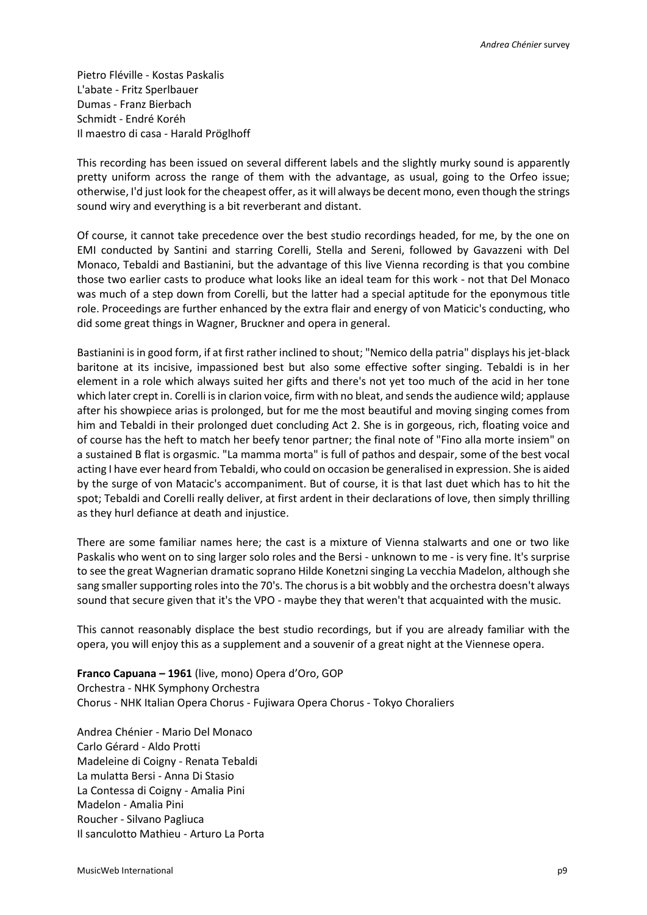Pietro Fléville - Kostas Paskalis
L'abate - Fritz Sperlbauer
Dumas - Franz Bierbach
Schmidt - Endré Koréh
Il maestro di casa - Harald Pröglhoff

This recording has been issued on several different labels and the slightly murky sound is apparently pretty uniform across the range of them with the advantage, as usual, going to the Orfeo issue; otherwise, I'd just look for the cheapest offer, as it will always be decent mono, even though the strings sound wiry and everything is a bit reverberant and distant.

Of course, it cannot take precedence over the best studio recordings headed, for me, by the one on EMI conducted by Santini and starring Corelli, Stella and Sereni, followed by Gavazzeni with Del Monaco, Tebaldi and Bastianini, but the advantage of this live Vienna recording is that you combine those two earlier casts to produce what looks like an ideal team for this work - not that Del Monaco was much of a step down from Corelli, but the latter had a special aptitude for the eponymous title role. Proceedings are further enhanced by the extra flair and energy of von Maticic's conducting, who did some great things in Wagner, Bruckner and opera in general.

Bastianini is in good form, if at first rather inclined to shout; "Nemico della patria" displays his jet-black baritone at its incisive, impassioned best but also some effective softer singing. Tebaldi is in her element in a role which always suited her gifts and there's not yet too much of the acid in her tone which later crept in. Corelli is in clarion voice, firm with no bleat, and sends the audience wild; applause after his showpiece arias is prolonged, but for me the most beautiful and moving singing comes from him and Tebaldi in their prolonged duet concluding Act 2. She is in gorgeous, rich, floating voice and of course has the heft to match her beefy tenor partner; the final note of "Fino alla morte insiem" on a sustained B flat is orgasmic. "La mamma morta" is full of pathos and despair, some of the best vocal acting I have ever heard from Tebaldi, who could on occasion be generalised in expression. She is aided by the surge of von Matacic's accompaniment. But of course, it is that last duet which has to hit the spot; Tebaldi and Corelli really deliver, at first ardent in their declarations of love, then simply thrilling as they hurl defiance at death and injustice.

There are some familiar names here; the cast is a mixture of Vienna stalwarts and one or two like Paskalis who went on to sing larger solo roles and the Bersi - unknown to me - is very fine. It's surprise to see the great Wagnerian dramatic soprano Hilde Konetzni singing La vecchia Madelon, although she sang smaller supporting roles into the 70's. The chorus is a bit wobbly and the orchestra doesn't always sound that secure given that it's the VPO - maybe they that weren't that acquainted with the music.

This cannot reasonably displace the best studio recordings, but if you are already familiar with the opera, you will enjoy this as a supplement and a souvenir of a great night at the Viennese opera.

**Franco Capuana – 1961** (live, mono) Opera d'Oro, GOP
Orchestra - NHK Symphony Orchestra
Chorus - NHK Italian Opera Chorus - Fujiwara Opera Chorus - Tokyo Choraliers

Andrea Chénier - Mario Del Monaco
Carlo Gérard - Aldo Protti
Madeleine di Coigny - Renata Tebaldi
La mulatta Bersi - Anna Di Stasio
La Contessa di Coigny - Amalia Pini
Madelon - Amalia Pini
Roucher - Silvano Pagliuca
Il sanculotto Mathieu - Arturo La Porta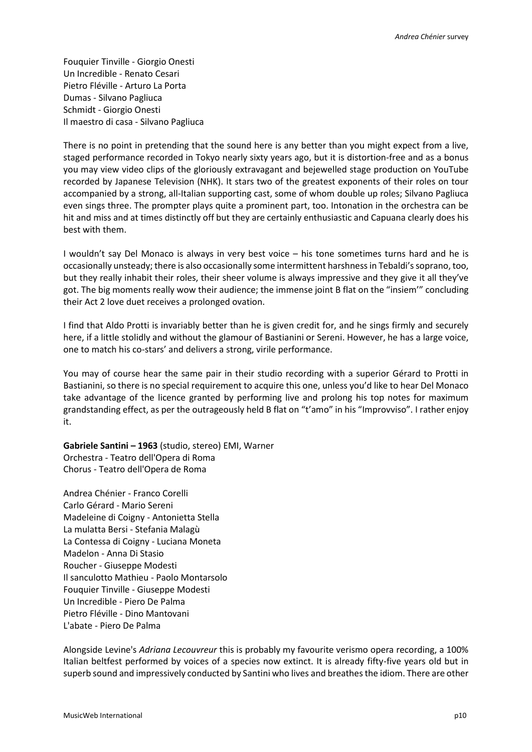Fouquier Tinville - Giorgio Onesti
Un Incredible - Renato Cesari
Pietro Fléville - Arturo La Porta
Dumas - Silvano Pagliuca
Schmidt - Giorgio Onesti
Il maestro di casa - Silvano Pagliuca

There is no point in pretending that the sound here is any better than you might expect from a live, staged performance recorded in Tokyo nearly sixty years ago, but it is distortion-free and as a bonus you may view video clips of the gloriously extravagant and bejewelled stage production on YouTube recorded by Japanese Television (NHK). It stars two of the greatest exponents of their roles on tour accompanied by a strong, all-Italian supporting cast, some of whom double up roles; Silvano Pagliuca even sings three. The prompter plays quite a prominent part, too. Intonation in the orchestra can be hit and miss and at times distinctly off but they are certainly enthusiastic and Capuana clearly does his best with them.

I wouldn't say Del Monaco is always in very best voice – his tone sometimes turns hard and he is occasionally unsteady; there is also occasionally some intermittent harshness in Tebaldi's soprano, too, but they really inhabit their roles, their sheer volume is always impressive and they give it all they've got. The big moments really wow their audience; the immense joint B flat on the "insiem'" concluding their Act 2 love duet receives a prolonged ovation.

I find that Aldo Protti is invariably better than he is given credit for, and he sings firmly and securely here, if a little stolidly and without the glamour of Bastianini or Sereni. However, he has a large voice, one to match his co-stars' and delivers a strong, virile performance.

You may of course hear the same pair in their studio recording with a superior Gérard to Protti in Bastianini, so there is no special requirement to acquire this one, unless you'd like to hear Del Monaco take advantage of the licence granted by performing live and prolong his top notes for maximum grandstanding effect, as per the outrageously held B flat on "t'amo" in his "Improvviso". I rather enjoy it.

**Gabriele Santini – 1963** (studio, stereo) EMI, Warner
Orchestra - Teatro dell'Opera di Roma
Chorus - Teatro dell'Opera de Roma

Andrea Chénier - Franco Corelli
Carlo Gérard - Mario Sereni
Madeleine di Coigny - Antonietta Stella
La mulatta Bersi - Stefania Malagù
La Contessa di Coigny - Luciana Moneta
Madelon - Anna Di Stasio
Roucher - Giuseppe Modesti
Il sanculotto Mathieu - Paolo Montarsolo
Fouquier Tinville - Giuseppe Modesti
Un Incredible - Piero De Palma
Pietro Fléville - Dino Mantovani
L'abate - Piero De Palma

Alongside Levine's *Adriana Lecouvreur* this is probably my favourite verismo opera recording, a 100% Italian beltfest performed by voices of a species now extinct. It is already fifty-five years old but in superb sound and impressively conducted by Santini who lives and breathes the idiom. There are other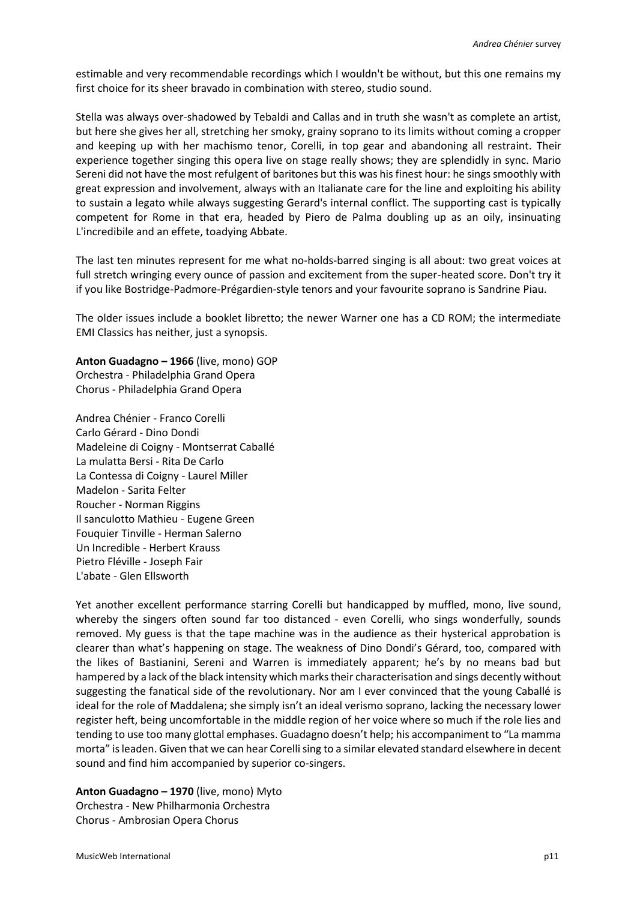estimable and very recommendable recordings which I wouldn't be without, but this one remains my first choice for its sheer bravado in combination with stereo, studio sound.

Stella was always over-shadowed by Tebaldi and Callas and in truth she wasn't as complete an artist, but here she gives her all, stretching her smoky, grainy soprano to its limits without coming a cropper and keeping up with her machismo tenor, Corelli, in top gear and abandoning all restraint. Their experience together singing this opera live on stage really shows; they are splendidly in sync. Mario Sereni did not have the most refulgent of baritones but this was his finest hour: he sings smoothly with great expression and involvement, always with an Italianate care for the line and exploiting his ability to sustain a legato while always suggesting Gerard's internal conflict. The supporting cast is typically competent for Rome in that era, headed by Piero de Palma doubling up as an oily, insinuating L'incredibile and an effete, toadying Abbate.

The last ten minutes represent for me what no-holds-barred singing is all about: two great voices at full stretch wringing every ounce of passion and excitement from the super-heated score. Don't try it if you like Bostridge-Padmore-Prégardien-style tenors and your favourite soprano is Sandrine Piau.

The older issues include a booklet libretto; the newer Warner one has a CD ROM; the intermediate EMI Classics has neither, just a synopsis.

**Anton Guadagno – 1966** (live, mono) GOP
Orchestra - Philadelphia Grand Opera
Chorus - Philadelphia Grand Opera

Andrea Chénier - Franco Corelli
Carlo Gérard - Dino Dondi
Madeleine di Coigny - Montserrat Caballé
La mulatta Bersi - Rita De Carlo
La Contessa di Coigny - Laurel Miller
Madelon - Sarita Felter
Roucher - Norman Riggins
Il sanculotto Mathieu - Eugene Green
Fouquier Tinville - Herman Salerno
Un Incredible - Herbert Krauss
Pietro Fléville - Joseph Fair
L'abate - Glen Ellsworth

Yet another excellent performance starring Corelli but handicapped by muffled, mono, live sound, whereby the singers often sound far too distanced - even Corelli, who sings wonderfully, sounds removed. My guess is that the tape machine was in the audience as their hysterical approbation is clearer than what's happening on stage. The weakness of Dino Dondi's Gérard, too, compared with the likes of Bastianini, Sereni and Warren is immediately apparent; he's by no means bad but hampered by a lack of the black intensity which marks their characterisation and sings decently without suggesting the fanatical side of the revolutionary. Nor am I ever convinced that the young Caballé is ideal for the role of Maddalena; she simply isn't an ideal verismo soprano, lacking the necessary lower register heft, being uncomfortable in the middle region of her voice where so much if the role lies and tending to use too many glottal emphases. Guadagno doesn't help; his accompaniment to "La mamma morta" is leaden. Given that we can hear Corelli sing to a similar elevated standard elsewhere in decent sound and find him accompanied by superior co-singers.

**Anton Guadagno – 1970** (live, mono) Myto
Orchestra - New Philharmonia Orchestra
Chorus - Ambrosian Opera Chorus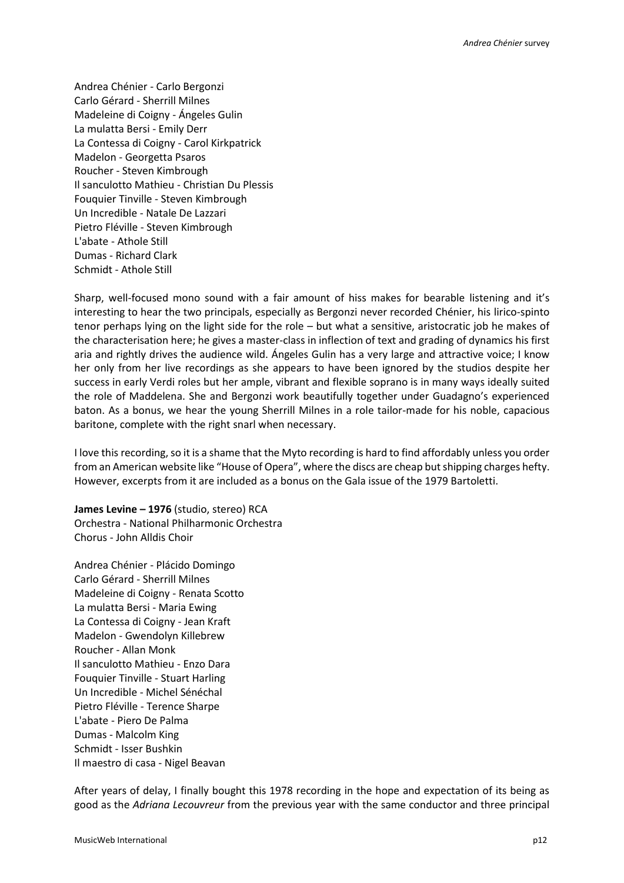Andrea Chénier - Carlo Bergonzi
Carlo Gérard - Sherrill Milnes
Madeleine di Coigny - Ángeles Gulin
La mulatta Bersi - Emily Derr
La Contessa di Coigny - Carol Kirkpatrick
Madelon - Georgetta Psaros
Roucher - Steven Kimbrough
Il sanculotto Mathieu - Christian Du Plessis
Fouquier Tinville - Steven Kimbrough
Un Incredible - Natale De Lazzari
Pietro Fléville - Steven Kimbrough
L'abate - Athole Still
Dumas - Richard Clark
Schmidt - Athole Still

Sharp, well-focused mono sound with a fair amount of hiss makes for bearable listening and it's interesting to hear the two principals, especially as Bergonzi never recorded Chénier, his lirico-spinto tenor perhaps lying on the light side for the role – but what a sensitive, aristocratic job he makes of the characterisation here; he gives a master-class in inflection of text and grading of dynamics his first aria and rightly drives the audience wild. Ángeles Gulin has a very large and attractive voice; I know her only from her live recordings as she appears to have been ignored by the studios despite her success in early Verdi roles but her ample, vibrant and flexible soprano is in many ways ideally suited the role of Maddelena. She and Bergonzi work beautifully together under Guadagno's experienced baton. As a bonus, we hear the young Sherrill Milnes in a role tailor-made for his noble, capacious baritone, complete with the right snarl when necessary.

I love this recording, so it is a shame that the Myto recording is hard to find affordably unless you order from an American website like "House of Opera", where the discs are cheap but shipping charges hefty. However, excerpts from it are included as a bonus on the Gala issue of the 1979 Bartoletti.

**James Levine – 1976** (studio, stereo) RCA
Orchestra - National Philharmonic Orchestra
Chorus - John Alldis Choir

Andrea Chénier - Plácido Domingo
Carlo Gérard - Sherrill Milnes
Madeleine di Coigny - Renata Scotto
La mulatta Bersi - Maria Ewing
La Contessa di Coigny - Jean Kraft
Madelon - Gwendolyn Killebrew
Roucher - Allan Monk
Il sanculotto Mathieu - Enzo Dara
Fouquier Tinville - Stuart Harling
Un Incredible - Michel Sénéchal
Pietro Fléville - Terence Sharpe
L'abate - Piero De Palma
Dumas - Malcolm King
Schmidt - Isser Bushkin
Il maestro di casa - Nigel Beavan

After years of delay, I finally bought this 1978 recording in the hope and expectation of its being as good as the *Adriana Lecouvreur* from the previous year with the same conductor and three principal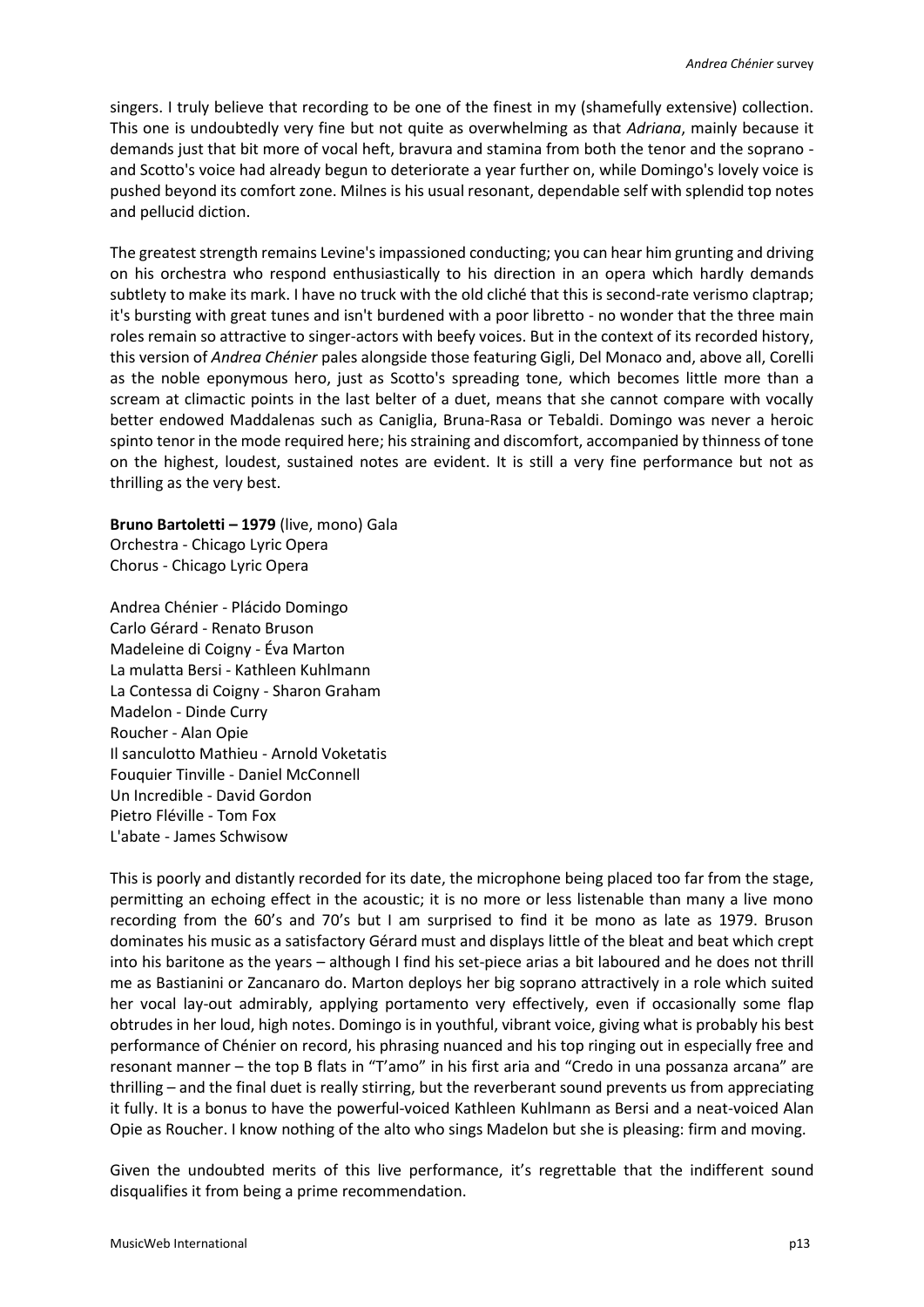singers. I truly believe that recording to be one of the finest in my (shamefully extensive) collection. This one is undoubtedly very fine but not quite as overwhelming as that *Adriana*, mainly because it demands just that bit more of vocal heft, bravura and stamina from both the tenor and the soprano - and Scotto's voice had already begun to deteriorate a year further on, while Domingo's lovely voice is pushed beyond its comfort zone. Milnes is his usual resonant, dependable self with splendid top notes and pellucid diction.

The greatest strength remains Levine's impassioned conducting; you can hear him grunting and driving on his orchestra who respond enthusiastically to his direction in an opera which hardly demands subtlety to make its mark. I have no truck with the old cliché that this is second-rate verismo claptrap; it's bursting with great tunes and isn't burdened with a poor libretto - no wonder that the three main roles remain so attractive to singer-actors with beefy voices. But in the context of its recorded history, this version of *Andrea Chénier* pales alongside those featuring Gigli, Del Monaco and, above all, Corelli as the noble eponymous hero, just as Scotto's spreading tone, which becomes little more than a scream at climactic points in the last belter of a duet, means that she cannot compare with vocally better endowed Maddalenas such as Caniglia, Bruna-Rasa or Tebaldi. Domingo was never a heroic spinto tenor in the mode required here; his straining and discomfort, accompanied by thinness of tone on the highest, loudest, sustained notes are evident. It is still a very fine performance but not as thrilling as the very best.

**Bruno Bartoletti – 1979** (live, mono) Gala
Orchestra - Chicago Lyric Opera
Chorus - Chicago Lyric Opera

Andrea Chénier - Plácido Domingo
Carlo Gérard - Renato Bruson
Madeleine di Coigny - Éva Marton
La mulatta Bersi - Kathleen Kuhlmann
La Contessa di Coigny - Sharon Graham
Madelon - Dinde Curry
Roucher - Alan Opie
Il sanculotto Mathieu - Arnold Voketatis
Fouquier Tinville - Daniel McConnell
Un Incredible - David Gordon
Pietro Fléville - Tom Fox
L'abate - James Schwisow

This is poorly and distantly recorded for its date, the microphone being placed too far from the stage, permitting an echoing effect in the acoustic; it is no more or less listenable than many a live mono recording from the 60's and 70's but I am surprised to find it be mono as late as 1979. Bruson dominates his music as a satisfactory Gérard must and displays little of the bleat and beat which crept into his baritone as the years – although I find his set-piece arias a bit laboured and he does not thrill me as Bastianini or Zancanaro do. Marton deploys her big soprano attractively in a role which suited her vocal lay-out admirably, applying portamento very effectively, even if occasionally some flap obtrudes in her loud, high notes. Domingo is in youthful, vibrant voice, giving what is probably his best performance of Chénier on record, his phrasing nuanced and his top ringing out in especially free and resonant manner – the top B flats in "T'amo" in his first aria and "Credo in una possanza arcana" are thrilling – and the final duet is really stirring, but the reverberant sound prevents us from appreciating it fully. It is a bonus to have the powerful-voiced Kathleen Kuhlmann as Bersi and a neat-voiced Alan Opie as Roucher. I know nothing of the alto who sings Madelon but she is pleasing: firm and moving.

Given the undoubted merits of this live performance, it's regrettable that the indifferent sound disqualifies it from being a prime recommendation.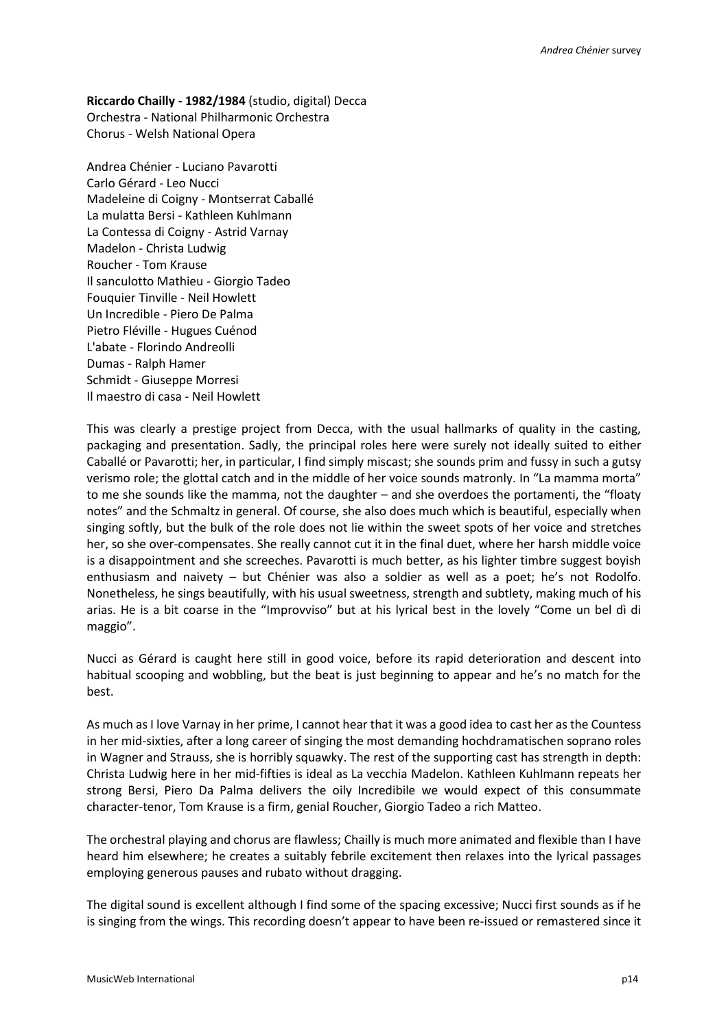**Riccardo Chailly - 1982/1984** (studio, digital) Decca
Orchestra - National Philharmonic Orchestra
Chorus - Welsh National Opera

Andrea Chénier - Luciano Pavarotti
Carlo Gérard - Leo Nucci
Madeleine di Coigny - Montserrat Caballé
La mulatta Bersi - Kathleen Kuhlmann
La Contessa di Coigny - Astrid Varnay
Madelon - Christa Ludwig
Roucher - Tom Krause
Il sanculotto Mathieu - Giorgio Tadeo
Fouquier Tinville - Neil Howlett
Un Incredible - Piero De Palma
Pietro Fléville - Hugues Cuénod
L'abate - Florindo Andreolli
Dumas - Ralph Hamer
Schmidt - Giuseppe Morresi
Il maestro di casa - Neil Howlett

This was clearly a prestige project from Decca, with the usual hallmarks of quality in the casting, packaging and presentation. Sadly, the principal roles here were surely not ideally suited to either Caballé or Pavarotti; her, in particular, I find simply miscast; she sounds prim and fussy in such a gutsy verismo role; the glottal catch and in the middle of her voice sounds matronly. In "La mamma morta" to me she sounds like the mamma, not the daughter – and she overdoes the portamenti, the "floaty notes" and the Schmaltz in general. Of course, she also does much which is beautiful, especially when singing softly, but the bulk of the role does not lie within the sweet spots of her voice and stretches her, so she over-compensates. She really cannot cut it in the final duet, where her harsh middle voice is a disappointment and she screeches. Pavarotti is much better, as his lighter timbre suggest boyish enthusiasm and naivety – but Chénier was also a soldier as well as a poet; he's not Rodolfo. Nonetheless, he sings beautifully, with his usual sweetness, strength and subtlety, making much of his arias. He is a bit coarse in the "Improvviso" but at his lyrical best in the lovely "Come un bel dì di maggio".

Nucci as Gérard is caught here still in good voice, before its rapid deterioration and descent into habitual scooping and wobbling, but the beat is just beginning to appear and he's no match for the best.

As much as I love Varnay in her prime, I cannot hear that it was a good idea to cast her as the Countess in her mid-sixties, after a long career of singing the most demanding hochdramatischen soprano roles in Wagner and Strauss, she is horribly squawky. The rest of the supporting cast has strength in depth: Christa Ludwig here in her mid-fifties is ideal as La vecchia Madelon. Kathleen Kuhlmann repeats her strong Bersi, Piero Da Palma delivers the oily Incredibile we would expect of this consummate character-tenor, Tom Krause is a firm, genial Roucher, Giorgio Tadeo a rich Matteo.

The orchestral playing and chorus are flawless; Chailly is much more animated and flexible than I have heard him elsewhere; he creates a suitably febrile excitement then relaxes into the lyrical passages employing generous pauses and rubato without dragging.

The digital sound is excellent although I find some of the spacing excessive; Nucci first sounds as if he is singing from the wings. This recording doesn't appear to have been re-issued or remastered since it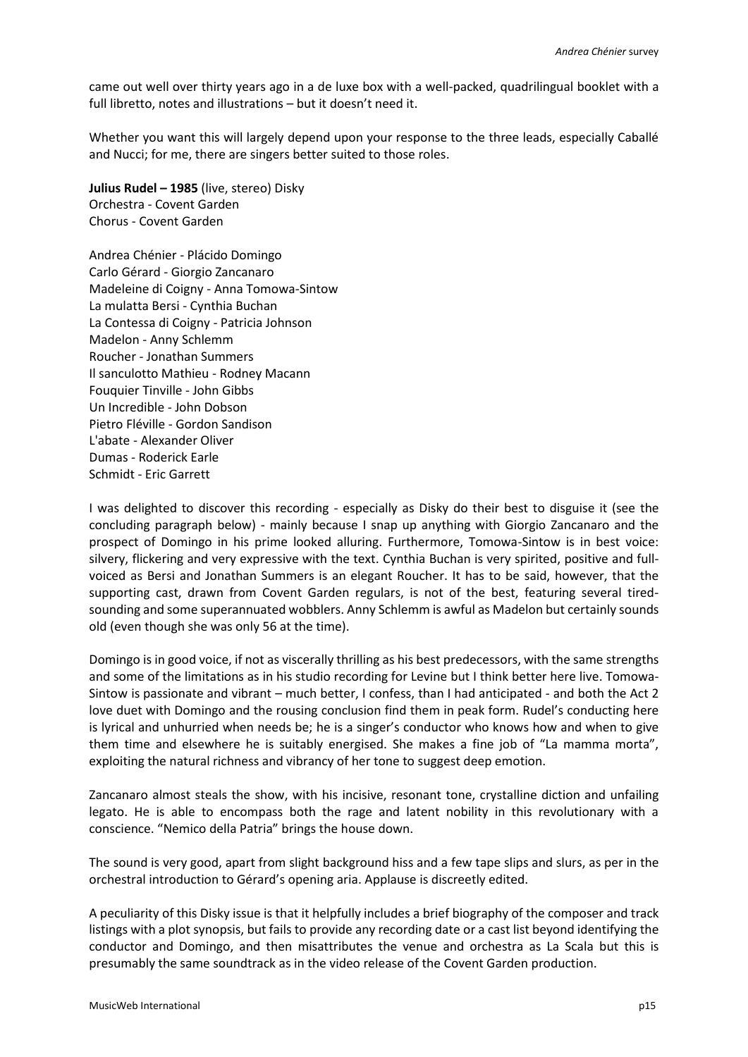came out well over thirty years ago in a de luxe box with a well-packed, quadrilingual booklet with a full libretto, notes and illustrations – but it doesn't need it.

Whether you want this will largely depend upon your response to the three leads, especially Caballé and Nucci; for me, there are singers better suited to those roles.

**Julius Rudel – 1985** (live, stereo) Disky
Orchestra - Covent Garden
Chorus - Covent Garden

Andrea Chénier - Plácido Domingo
Carlo Gérard - Giorgio Zancanaro
Madeleine di Coigny - Anna Tomowa-Sintow
La mulatta Bersi - Cynthia Buchan
La Contessa di Coigny - Patricia Johnson
Madelon - Anny Schlemm
Roucher - Jonathan Summers
Il sanculotto Mathieu - Rodney Macann
Fouquier Tinville - John Gibbs
Un Incredible - John Dobson
Pietro Fléville - Gordon Sandison
L'abate - Alexander Oliver
Dumas - Roderick Earle
Schmidt - Eric Garrett

I was delighted to discover this recording - especially as Disky do their best to disguise it (see the concluding paragraph below) - mainly because I snap up anything with Giorgio Zancanaro and the prospect of Domingo in his prime looked alluring. Furthermore, Tomowa-Sintow is in best voice: silvery, flickering and very expressive with the text. Cynthia Buchan is very spirited, positive and full-voiced as Bersi and Jonathan Summers is an elegant Roucher. It has to be said, however, that the supporting cast, drawn from Covent Garden regulars, is not of the best, featuring several tired-sounding and some superannuated wobblers. Anny Schlemm is awful as Madelon but certainly sounds old (even though she was only 56 at the time).

Domingo is in good voice, if not as viscerally thrilling as his best predecessors, with the same strengths and some of the limitations as in his studio recording for Levine but I think better here live. Tomowa-Sintow is passionate and vibrant – much better, I confess, than I had anticipated - and both the Act 2 love duet with Domingo and the rousing conclusion find them in peak form. Rudel's conducting here is lyrical and unhurried when needs be; he is a singer's conductor who knows how and when to give them time and elsewhere he is suitably energised. She makes a fine job of "La mamma morta", exploiting the natural richness and vibrancy of her tone to suggest deep emotion.

Zancanaro almost steals the show, with his incisive, resonant tone, crystalline diction and unfailing legato. He is able to encompass both the rage and latent nobility in this revolutionary with a conscience. "Nemico della Patria" brings the house down.

The sound is very good, apart from slight background hiss and a few tape slips and slurs, as per in the orchestral introduction to Gérard's opening aria. Applause is discreetly edited.

A peculiarity of this Disky issue is that it helpfully includes a brief biography of the composer and track listings with a plot synopsis, but fails to provide any recording date or a cast list beyond identifying the conductor and Domingo, and then misattributes the venue and orchestra as La Scala but this is presumably the same soundtrack as in the video release of the Covent Garden production.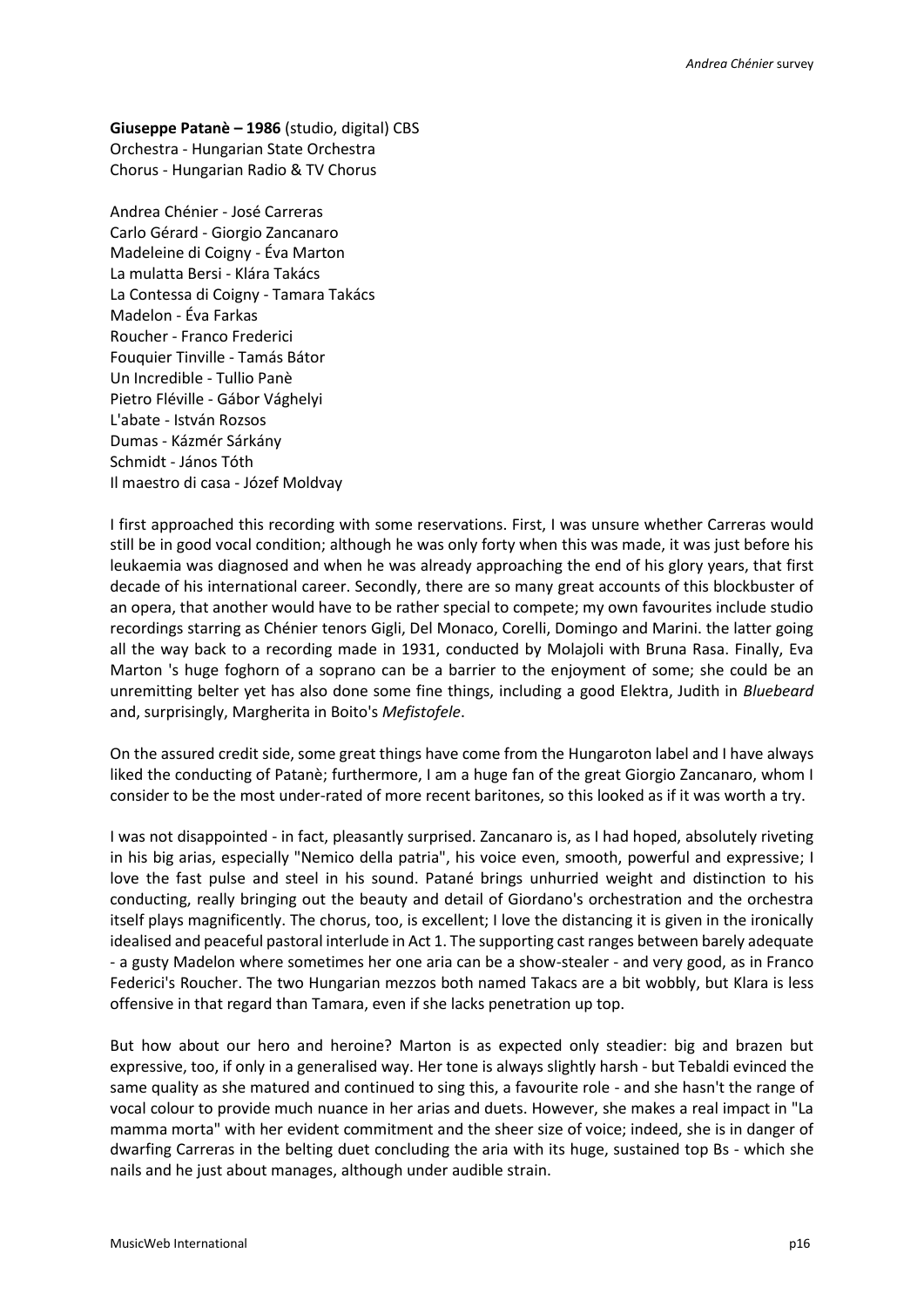**Giuseppe Patanè – 1986** (studio, digital) CBS
Orchestra - Hungarian State Orchestra
Chorus - Hungarian Radio & TV Chorus

Andrea Chénier - José Carreras
Carlo Gérard - Giorgio Zancanaro
Madeleine di Coigny - Éva Marton
La mulatta Bersi - Klára Takács
La Contessa di Coigny - Tamara Takács
Madelon - Éva Farkas
Roucher - Franco Frederici
Fouquier Tinville - Tamás Bátor
Un Incredible - Tullio Panè
Pietro Fléville - Gábor Vághelyi
L'abate - István Rozsos
Dumas - Kázmér Sárkány
Schmidt - János Tóth
Il maestro di casa - Józef Moldvay

I first approached this recording with some reservations. First, I was unsure whether Carreras would still be in good vocal condition; although he was only forty when this was made, it was just before his leukaemia was diagnosed and when he was already approaching the end of his glory years, that first decade of his international career. Secondly, there are so many great accounts of this blockbuster of an opera, that another would have to be rather special to compete; my own favourites include studio recordings starring as Chénier tenors Gigli, Del Monaco, Corelli, Domingo and Marini. the latter going all the way back to a recording made in 1931, conducted by Molajoli with Bruna Rasa. Finally, Eva Marton 's huge foghorn of a soprano can be a barrier to the enjoyment of some; she could be an unremitting belter yet has also done some fine things, including a good Elektra, Judith in *Bluebeard* and, surprisingly, Margherita in Boito's *Mefistofele*.

On the assured credit side, some great things have come from the Hungaroton label and I have always liked the conducting of Patanè; furthermore, I am a huge fan of the great Giorgio Zancanaro, whom I consider to be the most under-rated of more recent baritones, so this looked as if it was worth a try.

I was not disappointed - in fact, pleasantly surprised. Zancanaro is, as I had hoped, absolutely riveting in his big arias, especially "Nemico della patria", his voice even, smooth, powerful and expressive; I love the fast pulse and steel in his sound. Patané brings unhurried weight and distinction to his conducting, really bringing out the beauty and detail of Giordano's orchestration and the orchestra itself plays magnificently. The chorus, too, is excellent; I love the distancing it is given in the ironically idealised and peaceful pastoral interlude in Act 1. The supporting cast ranges between barely adequate - a gusty Madelon where sometimes her one aria can be a show-stealer - and very good, as in Franco Federici's Roucher. The two Hungarian mezzos both named Takacs are a bit wobbly, but Klara is less offensive in that regard than Tamara, even if she lacks penetration up top.

But how about our hero and heroine? Marton is as expected only steadier: big and brazen but expressive, too, if only in a generalised way. Her tone is always slightly harsh - but Tebaldi evinced the same quality as she matured and continued to sing this, a favourite role - and she hasn't the range of vocal colour to provide much nuance in her arias and duets. However, she makes a real impact in "La mamma morta" with her evident commitment and the sheer size of voice; indeed, she is in danger of dwarfing Carreras in the belting duet concluding the aria with its huge, sustained top Bs - which she nails and he just about manages, although under audible strain.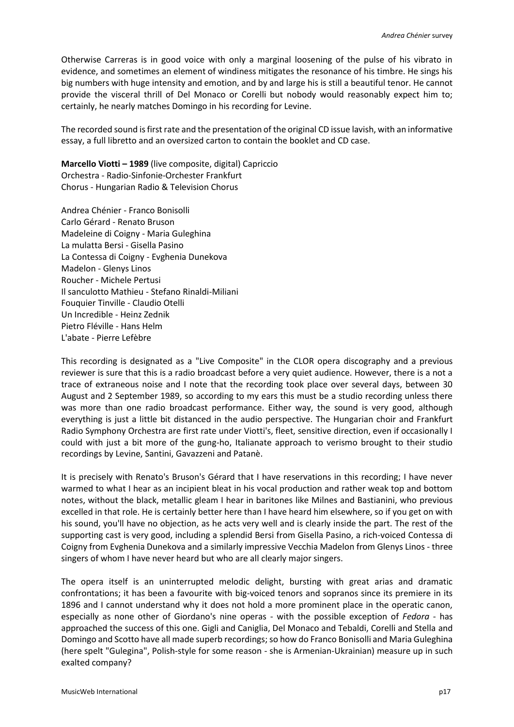Otherwise Carreras is in good voice with only a marginal loosening of the pulse of his vibrato in evidence, and sometimes an element of windiness mitigates the resonance of his timbre. He sings his big numbers with huge intensity and emotion, and by and large his is still a beautiful tenor. He cannot provide the visceral thrill of Del Monaco or Corelli but nobody would reasonably expect him to; certainly, he nearly matches Domingo in his recording for Levine.

The recorded sound is first rate and the presentation of the original CD issue lavish, with an informative essay, a full libretto and an oversized carton to contain the booklet and CD case.

**Marcello Viotti – 1989** (live composite, digital) Capriccio
Orchestra - Radio-Sinfonie-Orchester Frankfurt
Chorus - Hungarian Radio & Television Chorus

Andrea Chénier - Franco Bonisolli
Carlo Gérard - Renato Bruson
Madeleine di Coigny - Maria Guleghina
La mulatta Bersi - Gisella Pasino
La Contessa di Coigny - Evghenia Dunekova
Madelon - Glenys Linos
Roucher - Michele Pertusi
Il sanculotto Mathieu - Stefano Rinaldi-Miliani
Fouquier Tinville - Claudio Otelli
Un Incredible - Heinz Zednik
Pietro Fléville - Hans Helm
L'abate - Pierre Lefèbre

This recording is designated as a "Live Composite" in the CLOR opera discography and a previous reviewer is sure that this is a radio broadcast before a very quiet audience. However, there is a not a trace of extraneous noise and I note that the recording took place over several days, between 30 August and 2 September 1989, so according to my ears this must be a studio recording unless there was more than one radio broadcast performance. Either way, the sound is very good, although everything is just a little bit distanced in the audio perspective. The Hungarian choir and Frankfurt Radio Symphony Orchestra are first rate under Viotti's, fleet, sensitive direction, even if occasionally I could with just a bit more of the gung-ho, Italianate approach to verismo brought to their studio recordings by Levine, Santini, Gavazzeni and Patanè.

It is precisely with Renato's Bruson's Gérard that I have reservations in this recording; I have never warmed to what I hear as an incipient bleat in his vocal production and rather weak top and bottom notes, without the black, metallic gleam I hear in baritones like Milnes and Bastianini, who previous excelled in that role. He is certainly better here than I have heard him elsewhere, so if you get on with his sound, you'll have no objection, as he acts very well and is clearly inside the part. The rest of the supporting cast is very good, including a splendid Bersi from Gisella Pasino, a rich-voiced Contessa di Coigny from Evghenia Dunekova and a similarly impressive Vecchia Madelon from Glenys Linos - three singers of whom I have never heard but who are all clearly major singers.

The opera itself is an uninterrupted melodic delight, bursting with great arias and dramatic confrontations; it has been a favourite with big-voiced tenors and sopranos since its premiere in its 1896 and I cannot understand why it does not hold a more prominent place in the operatic canon, especially as none other of Giordano's nine operas - with the possible exception of *Fedora* - has approached the success of this one. Gigli and Caniglia, Del Monaco and Tebaldi, Corelli and Stella and Domingo and Scotto have all made superb recordings; so how do Franco Bonisolli and Maria Guleghina (here spelt "Gulegina", Polish-style for some reason - she is Armenian-Ukrainian) measure up in such exalted company?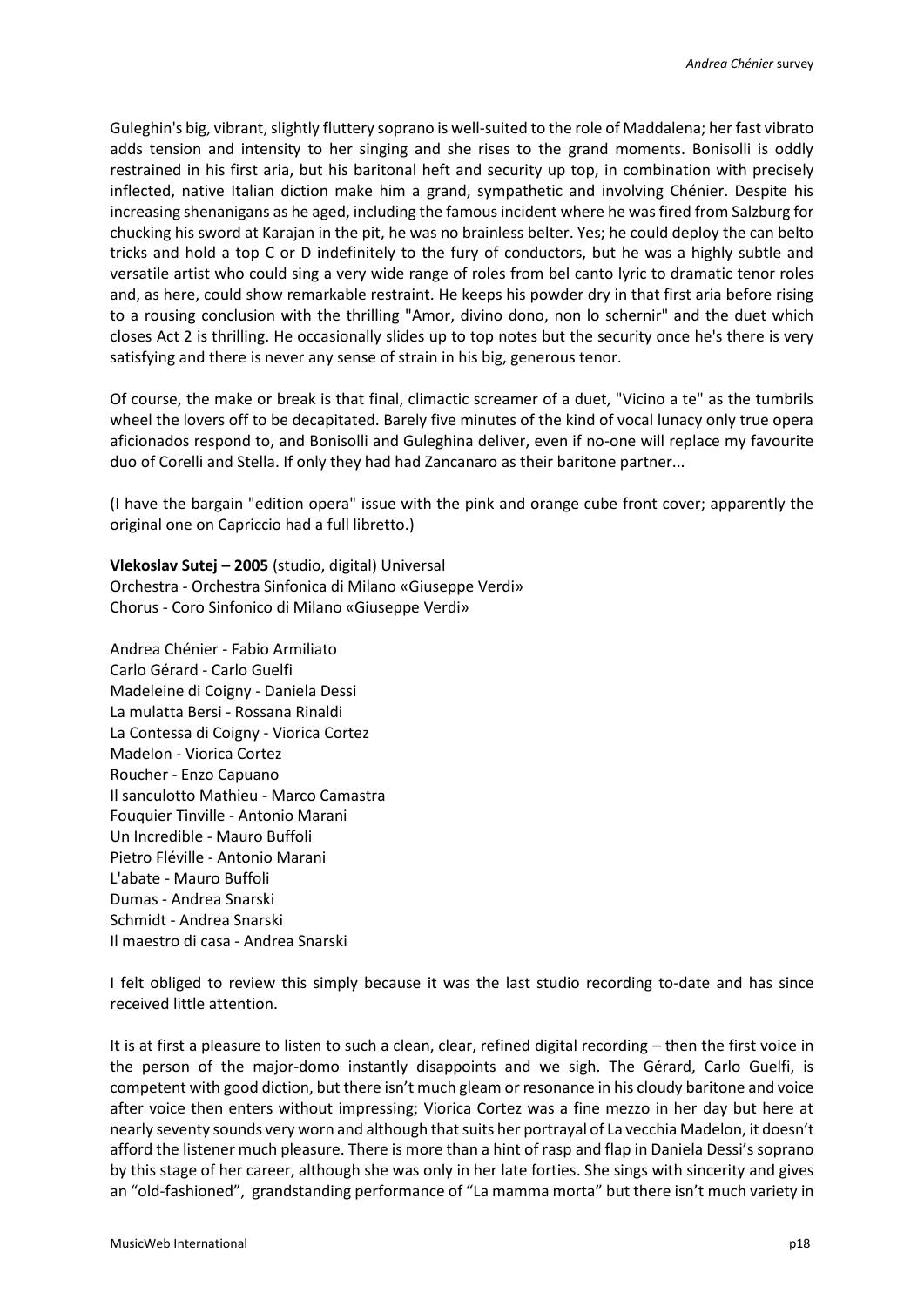Guleghin's big, vibrant, slightly fluttery soprano is well-suited to the role of Maddalena; her fast vibrato adds tension and intensity to her singing and she rises to the grand moments. Bonisolli is oddly restrained in his first aria, but his baritonal heft and security up top, in combination with precisely inflected, native Italian diction make him a grand, sympathetic and involving Chénier. Despite his increasing shenanigans as he aged, including the famous incident where he was fired from Salzburg for chucking his sword at Karajan in the pit, he was no brainless belter. Yes; he could deploy the can belto tricks and hold a top C or D indefinitely to the fury of conductors, but he was a highly subtle and versatile artist who could sing a very wide range of roles from bel canto lyric to dramatic tenor roles and, as here, could show remarkable restraint. He keeps his powder dry in that first aria before rising to a rousing conclusion with the thrilling "Amor, divino dono, non lo schernir" and the duet which closes Act 2 is thrilling. He occasionally slides up to top notes but the security once he's there is very satisfying and there is never any sense of strain in his big, generous tenor.

Of course, the make or break is that final, climactic screamer of a duet, "Vicino a te" as the tumbrils wheel the lovers off to be decapitated. Barely five minutes of the kind of vocal lunacy only true opera aficionados respond to, and Bonisolli and Guleghina deliver, even if no-one will replace my favourite duo of Corelli and Stella. If only they had had Zancanaro as their baritone partner...

(I have the bargain "edition opera" issue with the pink and orange cube front cover; apparently the original one on Capriccio had a full libretto.)

**Vlekoslav Sutej – 2005** (studio, digital) Universal
Orchestra - Orchestra Sinfonica di Milano «Giuseppe Verdi»
Chorus - Coro Sinfonico di Milano «Giuseppe Verdi»

Andrea Chénier - Fabio Armiliato
Carlo Gérard - Carlo Guelfi
Madeleine di Coigny - Daniela Dessi
La mulatta Bersi - Rossana Rinaldi
La Contessa di Coigny - Viorica Cortez
Madelon - Viorica Cortez
Roucher - Enzo Capuano
Il sanculotto Mathieu - Marco Camastra
Fouquier Tinville - Antonio Marani
Un Incredible - Mauro Buffoli
Pietro Fléville - Antonio Marani
L'abate - Mauro Buffoli
Dumas - Andrea Snarski
Schmidt - Andrea Snarski
Il maestro di casa - Andrea Snarski

I felt obliged to review this simply because it was the last studio recording to-date and has since received little attention.

It is at first a pleasure to listen to such a clean, clear, refined digital recording – then the first voice in the person of the major-domo instantly disappoints and we sigh. The Gérard, Carlo Guelfi, is competent with good diction, but there isn't much gleam or resonance in his cloudy baritone and voice after voice then enters without impressing; Viorica Cortez was a fine mezzo in her day but here at nearly seventy sounds very worn and although that suits her portrayal of La vecchia Madelon, it doesn't afford the listener much pleasure. There is more than a hint of rasp and flap in Daniela Dessi's soprano by this stage of her career, although she was only in her late forties. She sings with sincerity and gives an "old-fashioned", grandstanding performance of "La mamma morta" but there isn't much variety in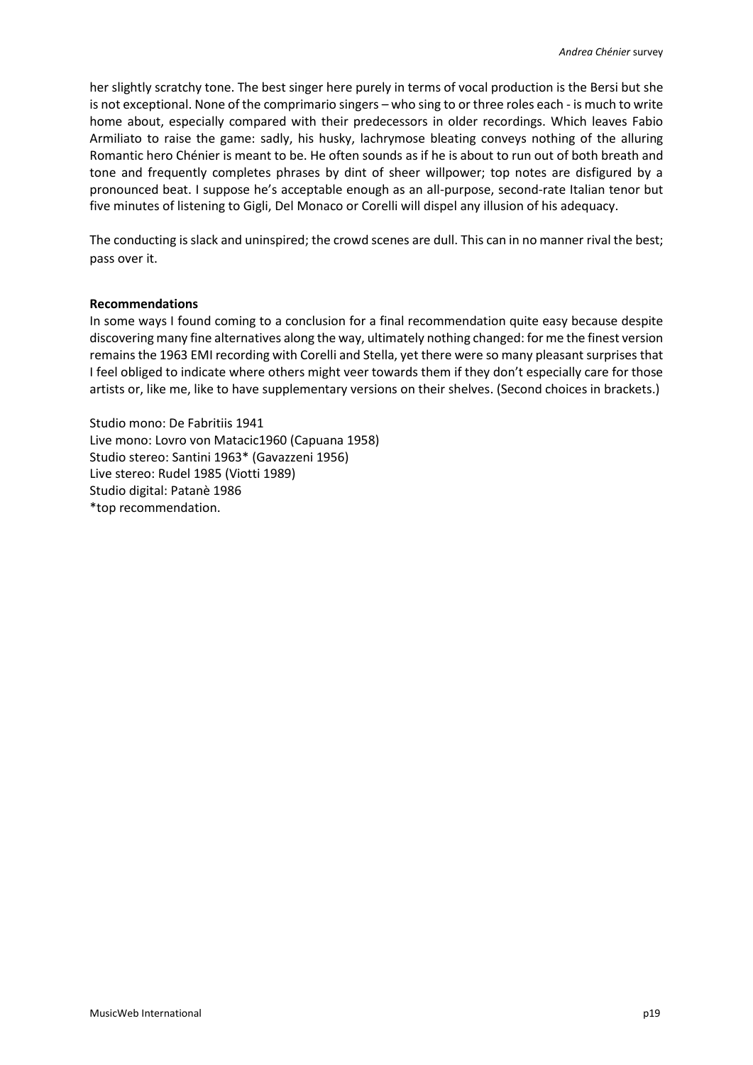her slightly scratchy tone. The best singer here purely in terms of vocal production is the Bersi but she is not exceptional. None of the comprimario singers – who sing to or three roles each - is much to write home about, especially compared with their predecessors in older recordings. Which leaves Fabio Armiliato to raise the game: sadly, his husky, lachrymose bleating conveys nothing of the alluring Romantic hero Chénier is meant to be. He often sounds as if he is about to run out of both breath and tone and frequently completes phrases by dint of sheer willpower; top notes are disfigured by a pronounced beat. I suppose he's acceptable enough as an all-purpose, second-rate Italian tenor but five minutes of listening to Gigli, Del Monaco or Corelli will dispel any illusion of his adequacy.

The conducting is slack and uninspired; the crowd scenes are dull. This can in no manner rival the best; pass over it.

**Recommendations**

In some ways I found coming to a conclusion for a final recommendation quite easy because despite discovering many fine alternatives along the way, ultimately nothing changed: for me the finest version remains the 1963 EMI recording with Corelli and Stella, yet there were so many pleasant surprises that I feel obliged to indicate where others might veer towards them if they don't especially care for those artists or, like me, like to have supplementary versions on their shelves. (Second choices in brackets.)

Studio mono: De Fabritiis 1941
Live mono: Lovro von Matacic1960 (Capuana 1958)
Studio stereo: Santini 1963* (Gavazzeni 1956)
Live stereo: Rudel 1985 (Viotti 1989)
Studio digital: Patanè 1986
*top recommendation.